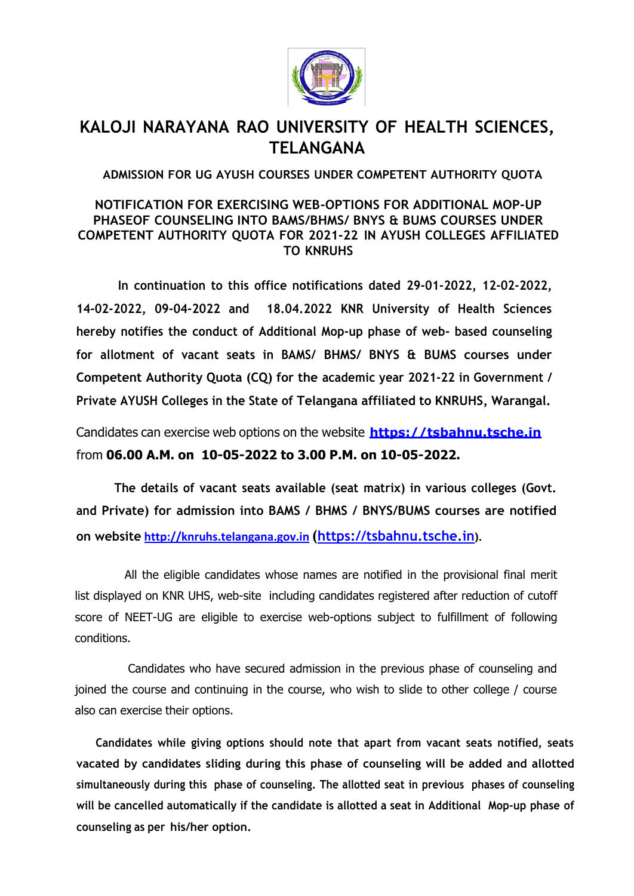# KALOJI NARAYANA RAO UNIVERSITY OF HEALTH SCIENCES, TELANGANA

### ADMISSION FOR UG AYUSH COURSES UNDER COMPETENT AUTHORITY QUOTA

### NOTIFICATION FOR EXERCISING WEB-OPTIONS FOR ADDITIONAL MOP-UP PHASEOF COUNSELING INTO BAMS/BHMS/ BNYS & BUMS COURSES UNDER COMPETENT AUTHORITY QUOTA FOR 2021-22 IN AYUSH COLLEGES AFFILIATED TO KNRUHS

**In continuation to this office notifications dated 29-01-2022, 12-02-2022, 14-02-2022, 09-04-2022 and 18.04.2022 KNR University of Health Sciences hereby notifies the conduct of Additional Mop-up phase of web- based counseling for allotment of vacant seats in BAMS/ BHMS/ BNYS & BUMS courses under Competent Authority Quota (CQ) for the academic year 2021-22 in Government / Private AYUSH Colleges in the State of Telangana affiliated to KNRUHS, Warangal.**

Candidates can exercise web options on the website **https://tsbahnu.tsche.in** from **06.00 A.M. on 10-05-2022 to 3.00 P.M. on 10-05-2022.**

**The details of vacant seats available (seat matrix) in various colleges (Govt. and Private) for admission into BAMS / BHMS / BNYS/BUMS courses are notified on website http://knruhs.telangana.gov.in (https://tsbahnu.tsche.in).**

All the eligible candidates whose names are notified in the provisional final merit list displayed on KNR UHS, web-site including candidates registered after reduction of cutoff score of NEET-UG are eligible to exercise web-options subject to fulfillment of following conditions.

Candidates who have secured admission in the previous phase of counseling and joined the course and continuing in the course, who wish to slide to other college / course also can exercise their options.

**Candidates while giving options should note that apart from vacant seats notified, seats vacated by candidates sliding during this phase of counseling will be added and allotted simultaneously during this phase of counseling. The allotted seat in previous phases of counseling will be cancelled automatically if the candidate is allotted a seat in Additional Mop-up phase of counseling as per his/her option.**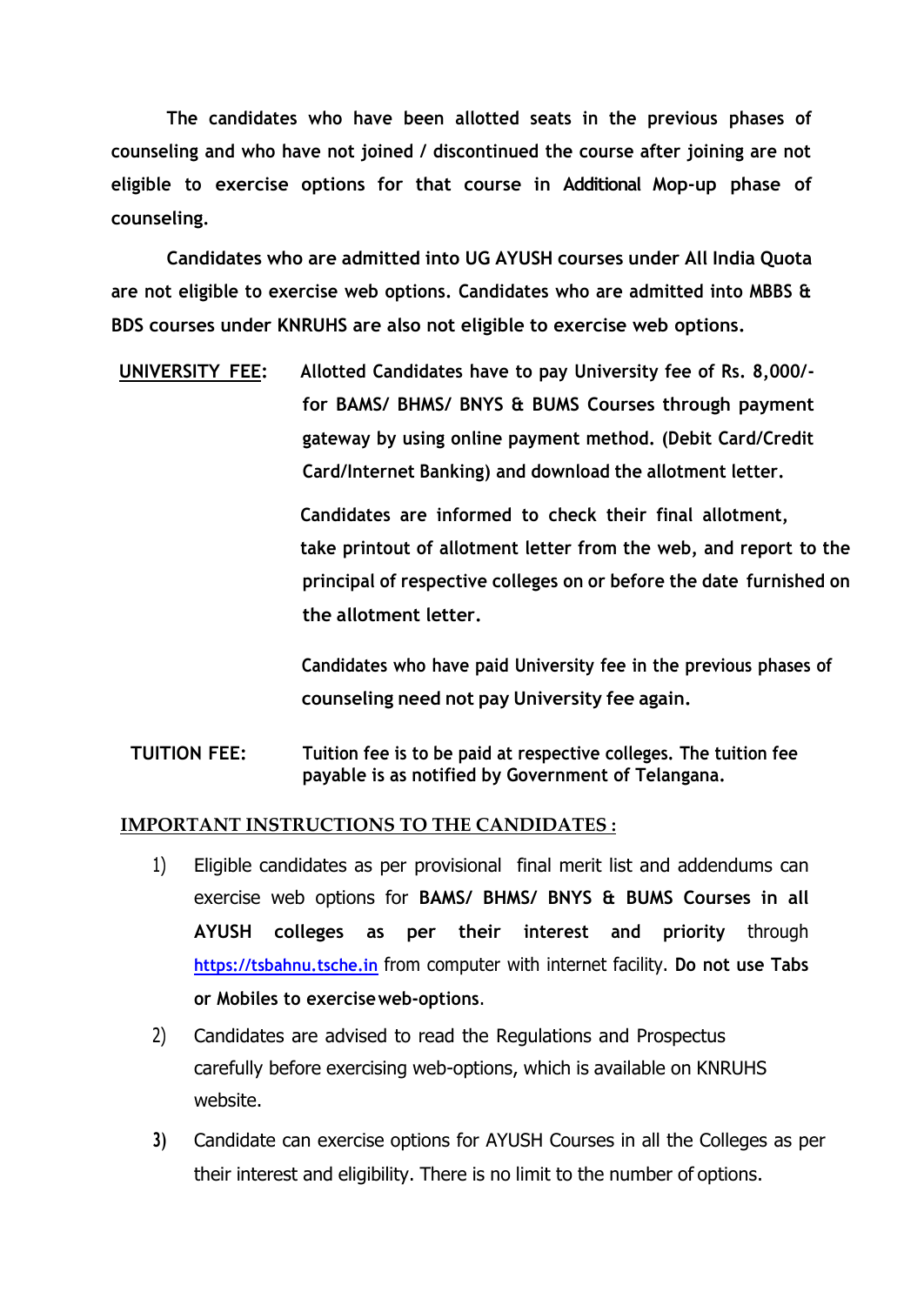**The candidates who have been allotted seats in the previous phases of counseling and who have not joined / discontinued the course after joining are not eligible to exercise options for that course in Additional Mop-up phase of counseling.**

**Candidates who are admitted into UG AYUSH courses under All India Quota are not eligible to exercise web options. Candidates who are admitted into MBBS & BDS courses under KNRUHS are also not eligible to exercise web options.**

**UNIVERSITY FEE:** **Allotted Candidates have to pay University fee of Rs. 8,000/- for BAMS/ BHMS/ BNYS & BUMS Courses through payment gateway by using online payment method. (Debit Card/Credit Card/Internet Banking) and download the allotment letter.**

**Candidates are informed to check their final allotment, take printout of allotment letter from the web, and report to the principal of respective colleges on or before the date furnished on the allotment letter.**

**Candidates who have paid University fee in the previous phases of counseling need not pay University fee again.**

**TUITION FEE:** **Tuition fee is to be paid at respective colleges. The tuition fee payable is as notified by Government of Telangana.**

## IMPORTANT INSTRUCTIONS TO THE CANDIDATES :

1) Eligible candidates as per provisional final merit list and addendums can exercise web options for **BAMS/ BHMS/ BNYS & BUMS Courses in all AYUSH colleges as per their interest and priority** through https://tsbahnu.tsche.in from computer with internet facility. **Do not use Tabs or Mobiles to exercise web-options**.
2) Candidates are advised to read the Regulations and Prospectus carefully before exercising web-options, which is available on KNRUHS website.
3) Candidate can exercise options for AYUSH Courses in all the Colleges as per their interest and eligibility. There is no limit to the number of options.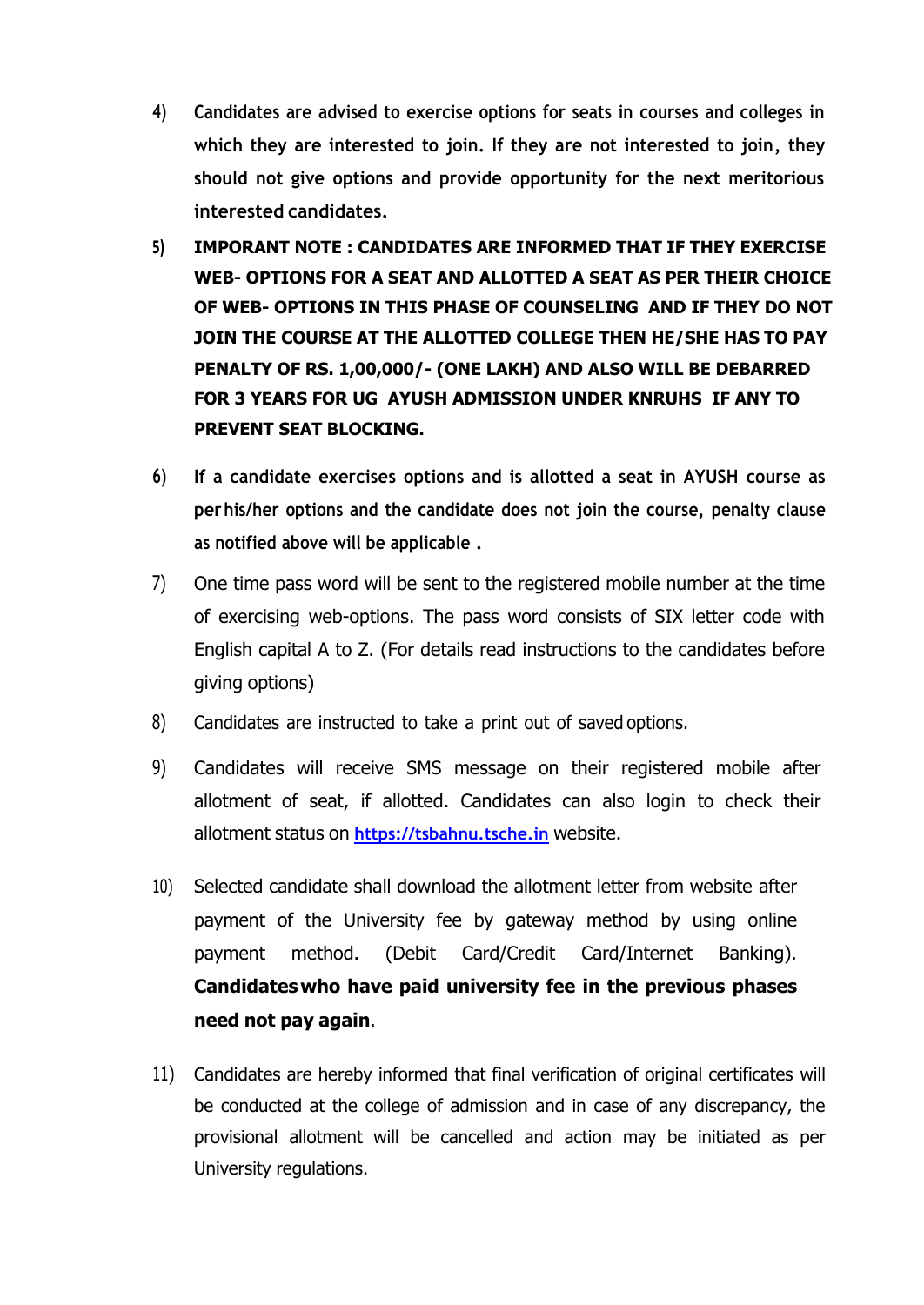4) Candidates are advised to exercise options for seats in courses and colleges in which they are interested to join. If they are not interested to join, they should not give options and provide opportunity for the next meritorious interested candidates.

5) **IMPORANT NOTE : CANDIDATES ARE INFORMED THAT IF THEY EXERCISE WEB- OPTIONS FOR A SEAT AND ALLOTTED A SEAT AS PER THEIR CHOICE OF WEB- OPTIONS IN THIS PHASE OF COUNSELING AND IF THEY DO NOT JOIN THE COURSE AT THE ALLOTTED COLLEGE THEN HE/SHE HAS TO PAY PENALTY OF RS. 1,00,000/- (ONE LAKH) AND ALSO WILL BE DEBARRED FOR 3 YEARS FOR UG AYUSH ADMISSION UNDER KNRUHS IF ANY TO PREVENT SEAT BLOCKING.**

6) If a candidate exercises options and is allotted a seat in AYUSH course as per his/her options and the candidate does not join the course, penalty clause as notified above will be applicable .

7) One time pass word will be sent to the registered mobile number at the time of exercising web-options. The pass word consists of SIX letter code with English capital A to Z. (For details read instructions to the candidates before giving options)

8) Candidates are instructed to take a print out of saved options.

9) Candidates will receive SMS message on their registered mobile after allotment of seat, if allotted. Candidates can also login to check their allotment status on [https://tsbahnu.tsche.in](https://tsbahnu.tsche.in) website.

10) Selected candidate shall download the allotment letter from website after payment of the University fee by gateway method by using online payment method. (Debit Card/Credit Card/Internet Banking). **Candidates who have paid university fee in the previous phases need not pay again**.

11) Candidates are hereby informed that final verification of original certificates will be conducted at the college of admission and in case of any discrepancy, the provisional allotment will be cancelled and action may be initiated as per University regulations.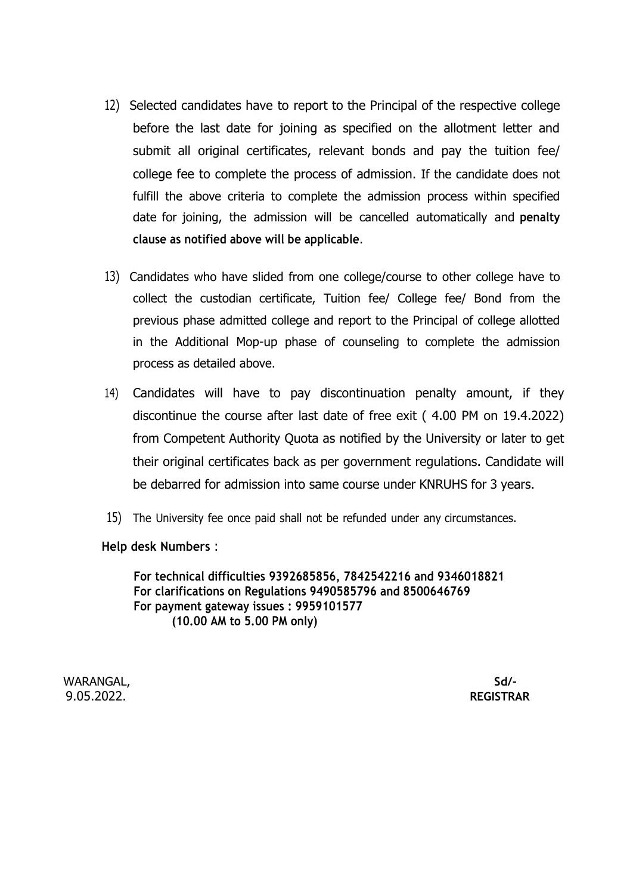12) Selected candidates have to report to the Principal of the respective college before the last date for joining as specified on the allotment letter and submit all original certificates, relevant bonds and pay the tuition fee/ college fee to complete the process of admission. If the candidate does not fulfill the above criteria to complete the admission process within specified date for joining, the admission will be cancelled automatically and **penalty clause as notified above will be applicable**.

13) Candidates who have slided from one college/course to other college have to collect the custodian certificate, Tuition fee/ College fee/ Bond from the previous phase admitted college and report to the Principal of college allotted in the Additional Mop-up phase of counseling to complete the admission process as detailed above.

14) Candidates will have to pay discontinuation penalty amount, if they discontinue the course after last date of free exit ( 4.00 PM on 19.4.2022) from Competent Authority Quota as notified by the University or later to get their original certificates back as per government regulations. Candidate will be debarred for admission into same course under KNRUHS for 3 years.

15) The University fee once paid shall not be refunded under any circumstances.

**Help desk Numbers** :

**For technical difficulties 9392685856, 7842542216 and 9346018821**
**For clarifications on Regulations 9490585796 and 8500646769**
**For payment gateway issues : 9959101577**
**(10.00 AM to 5.00 PM only)**

WARANGAL,
9.05.2022.

**Sd/-**
**REGISTRAR**